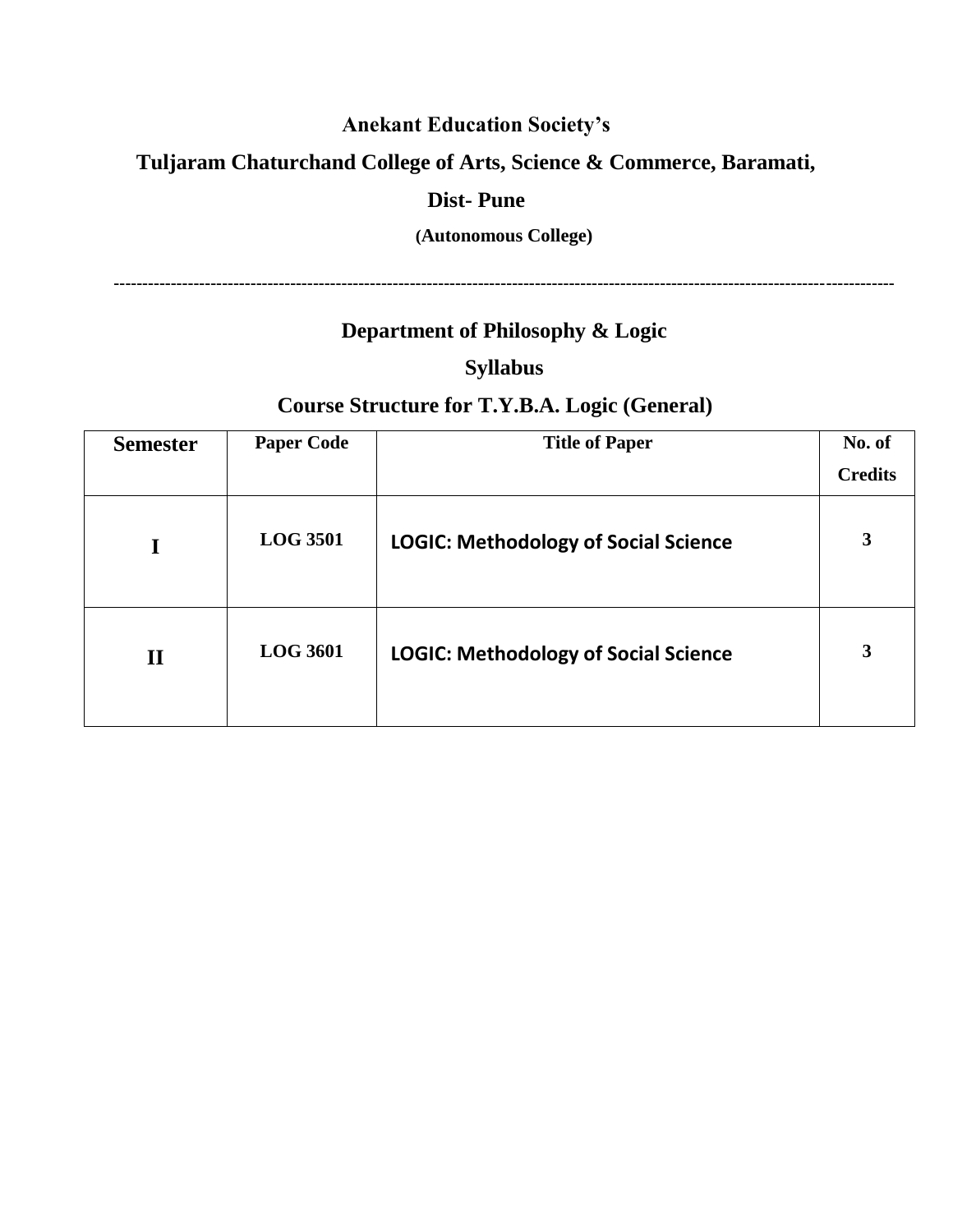**Anekant Education Society's**

**Tuljaram Chaturchand College of Arts, Science & Commerce, Baramati,**

**Dist- Pune**

**(Autonomous College)**

---

## Department of Philosophy & Logic

## Syllabus

## Course Structure for T.Y.B.A. Logic (General)

| Semester | Paper Code | Title of Paper | No. of Credits |
|---|---|---|---|
| I | LOG 3501 | LOGIC: Methodology of Social Science | 3 |
| II | LOG 3601 | LOGIC: Methodology of Social Science | 3 |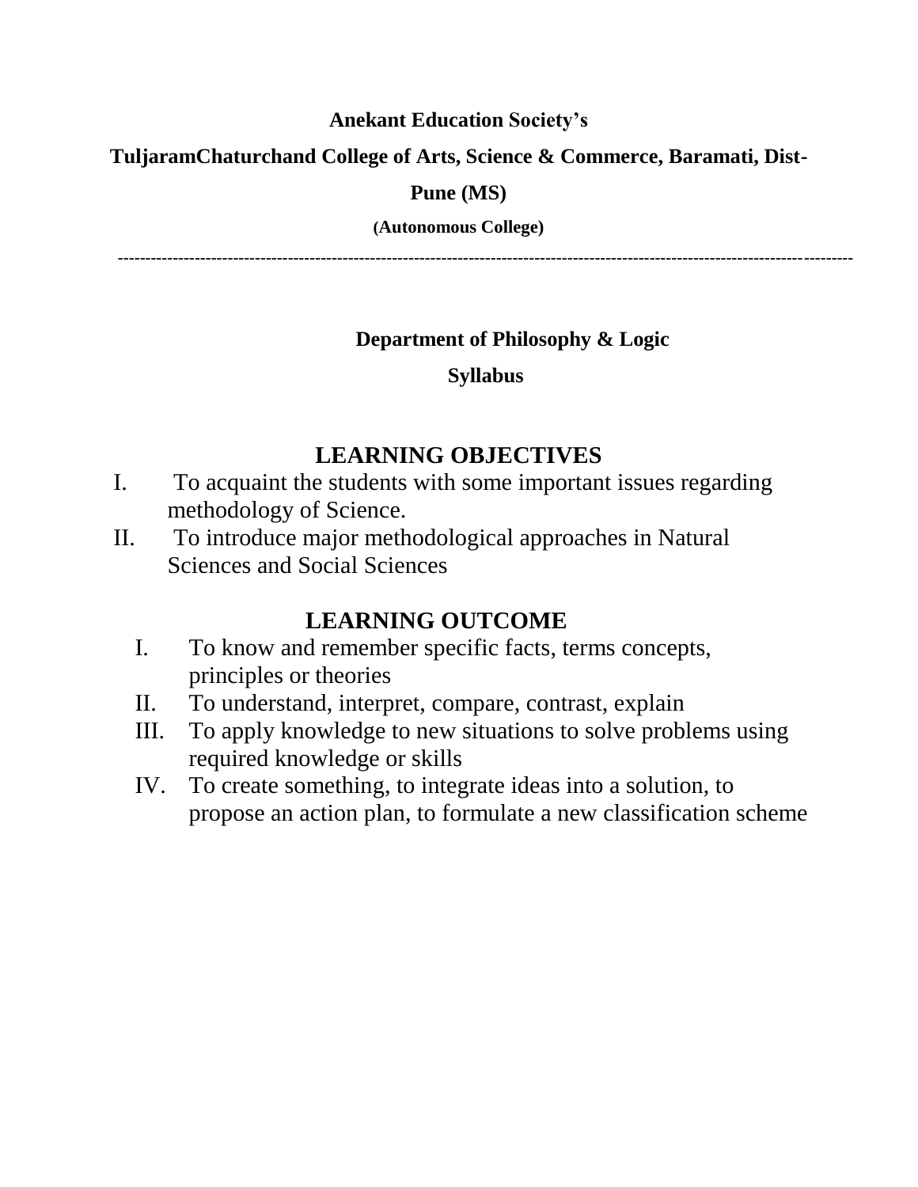**Anekant Education Society's**

**TuljaramChaturchand College of Arts, Science & Commerce, Baramati, Dist-Pune (MS)**

**(Autonomous College)**

---

**Department of Philosophy & Logic**

**Syllabus**

## LEARNING OBJECTIVES

I. To acquaint the students with some important issues regarding methodology of Science.

II. To introduce major methodological approaches in Natural Sciences and Social Sciences

## LEARNING OUTCOME

I. To know and remember specific facts, terms concepts, principles or theories

II. To understand, interpret, compare, contrast, explain

III. To apply knowledge to new situations to solve problems using required knowledge or skills

IV. To create something, to integrate ideas into a solution, to propose an action plan, to formulate a new classification scheme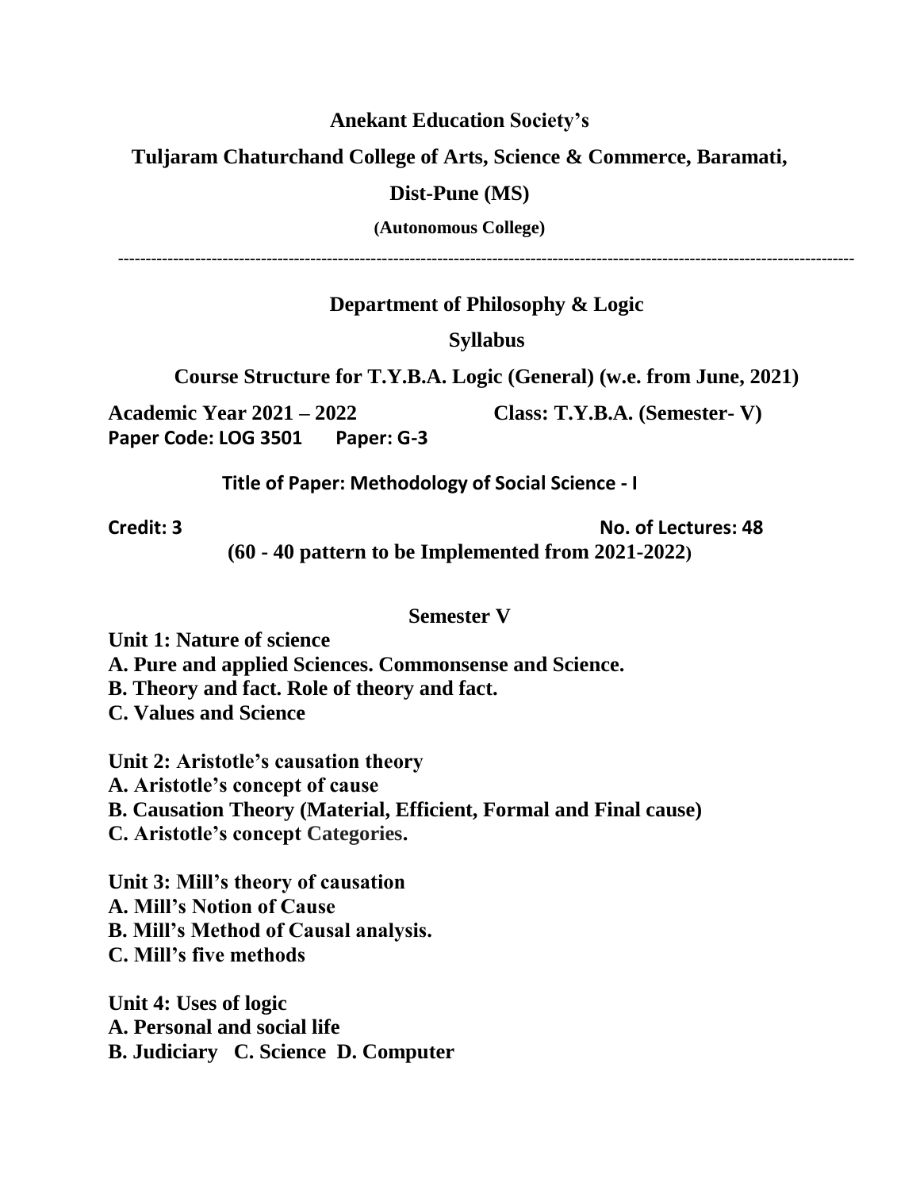**Anekant Education Society's**

**Tuljaram Chaturchand College of Arts, Science & Commerce, Baramati,**

**Dist-Pune (MS)**

**(Autonomous College)**

---

**Department of Philosophy & Logic**

**Syllabus**

**Course Structure for T.Y.B.A. Logic (General) (w.e. from June, 2021)**

**Academic Year 2021 – 2022** **Class: T.Y.B.A. (Semester- V)**

**Paper Code: LOG 3501** **Paper: G-3**

**Title of Paper: Methodology of Social Science - I**

**Credit: 3** **No. of Lectures: 48**

**(60 - 40 pattern to be Implemented from 2021-2022)**

**Semester V**

**Unit 1: Nature of science**

**A. Pure and applied Sciences. Commonsense and Science.**

**B. Theory and fact. Role of theory and fact.**

**C. Values and Science**

**Unit 2: Aristotle's causation theory**

**A. Aristotle's concept of cause**

**B. Causation Theory (Material, Efficient, Formal and Final cause)**

**C. Aristotle's concept Categories.**

**Unit 3: Mill's theory of causation**

**A. Mill's Notion of Cause**

**B. Mill's Method of Causal analysis.**

**C. Mill's five methods**

**Unit 4: Uses of logic**

**A. Personal and social life**

**B. Judiciary C. Science D. Computer**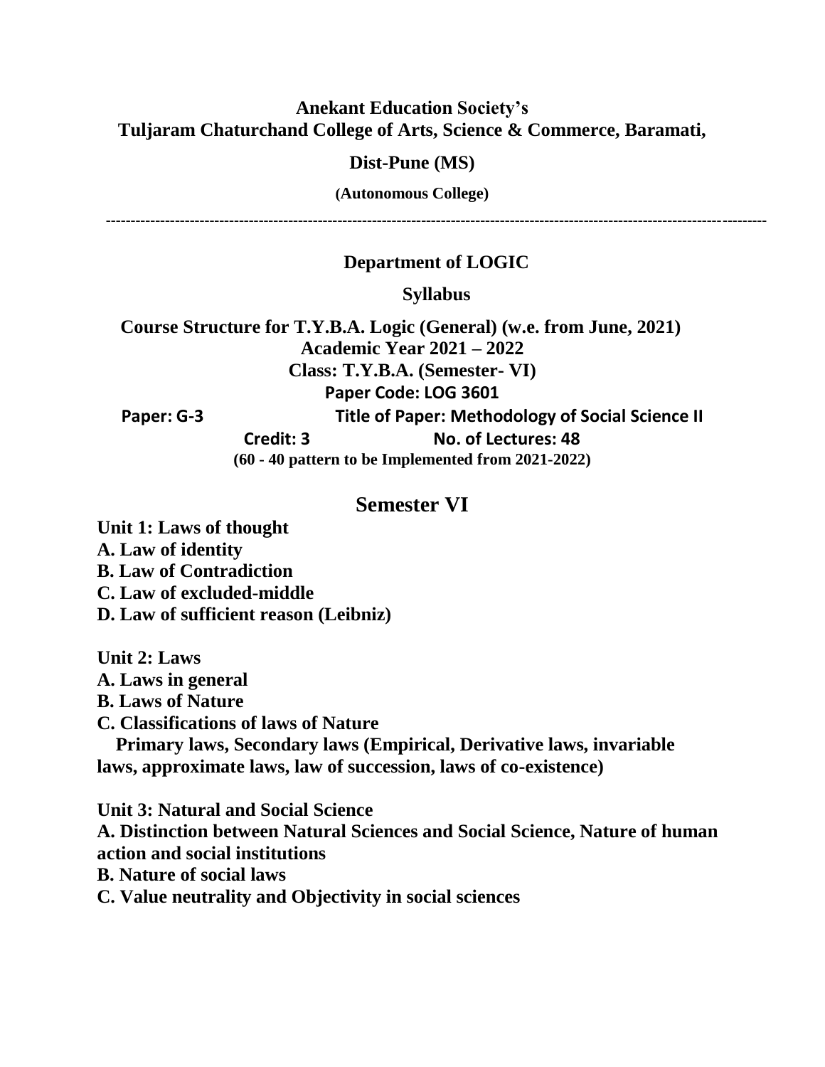**Anekant Education Society's**
**Tuljaram Chaturchand College of Arts, Science & Commerce, Baramati,**

**Dist-Pune (MS)**

**(Autonomous College)**

---

**Department of LOGIC**

**Syllabus**

**Course Structure for T.Y.B.A. Logic (General) (w.e. from June, 2021)**
**Academic Year 2021 – 2022**
**Class: T.Y.B.A. (Semester- VI)**
**Paper Code: LOG 3601**

**Paper: G-3** **Title of Paper: Methodology of Social Science II**

**Credit: 3** **No. of Lectures: 48**

**(60 - 40 pattern to be Implemented from 2021-2022)**

## Semester VI

**Unit 1: Laws of thought**
**A. Law of identity**
**B. Law of Contradiction**
**C. Law of excluded-middle**
**D. Law of sufficient reason (Leibniz)**

**Unit 2: Laws**
**A. Laws in general**
**B. Laws of Nature**
**C. Classifications of laws of Nature**
**Primary laws, Secondary laws (Empirical, Derivative laws, invariable laws, approximate laws, law of succession, laws of co-existence)**

**Unit 3: Natural and Social Science**
**A. Distinction between Natural Sciences and Social Science, Nature of human action and social institutions**
**B. Nature of social laws**
**C. Value neutrality and Objectivity in social sciences**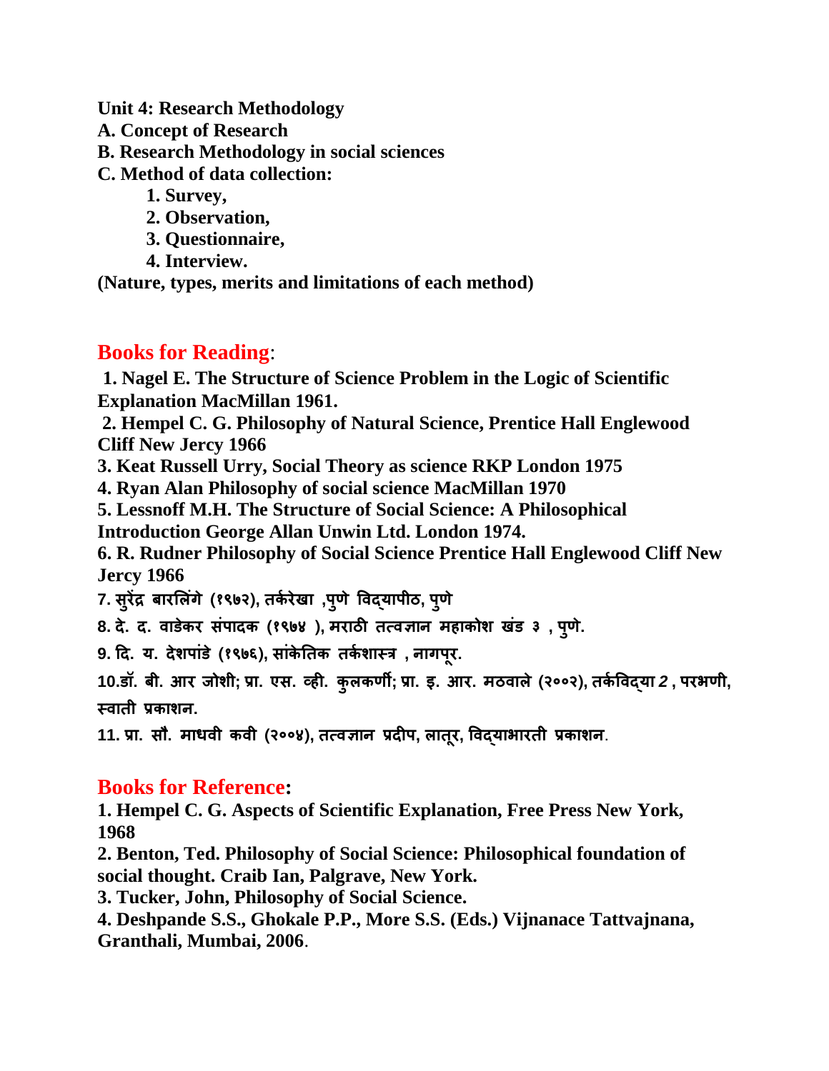**Unit 4: Research Methodology**

**A. Concept of Research**

**B. Research Methodology in social sciences**

**C. Method of data collection:**

1. **Survey,**
2. **Observation,**
3. **Questionnaire,**
4. **Interview.**

**(Nature, types, merits and limitations of each method)**

## Books for Reading:

**1. Nagel E. The Structure of Science Problem in the Logic of Scientific Explanation MacMillan 1961.**

**2. Hempel C. G. Philosophy of Natural Science, Prentice Hall Englewood Cliff New Jercy 1966**

**3. Keat Russell Urry, Social Theory as science RKP London 1975**

**4. Ryan Alan Philosophy of social science MacMillan 1970**

**5. Lessnoff M.H. The Structure of Social Science: A Philosophical Introduction George Allan Unwin Ltd. London 1974.**

**6. R. Rudner Philosophy of Social Science Prentice Hall Englewood Cliff New Jercy 1966**

**7. सुरेंद्र बारलिंगे (१९७२), तर्करेखा ,पुणे विद्यापीठ, पुणे**

**8. दे. द. वाडेकर संपादक (१९७४ ), मराठी तत्वज्ञान महाकोश खंड ३ , पुणे.**

**9. दि. य. देशपांडे (१९७६), सांकेतिक तर्कशास्त्र , नागपूर.**

**10.डॉ. बी. आर जोशी; प्रा. एस. व्ही. कुलकर्णी; प्रा. इ. आर. मठवाले (२००२), तर्कविद्या *2* , परभणी, स्वाती प्रकाशन.**

**11. प्रा. सौ. माधवी कवी (२००४), तत्वज्ञान प्रदीप, लातूर, विद्याभारती प्रकाशन**.

## Books for Reference:

**1. Hempel C. G. Aspects of Scientific Explanation, Free Press New York, 1968**

**2. Benton, Ted. Philosophy of Social Science: Philosophical foundation of social thought. Craib Ian, Palgrave, New York.**

**3. Tucker, John, Philosophy of Social Science.**

**4. Deshpande S.S., Ghokale P.P., More S.S. (Eds.) Vijnanace Tattvajnana, Granthali, Mumbai, 2006**.